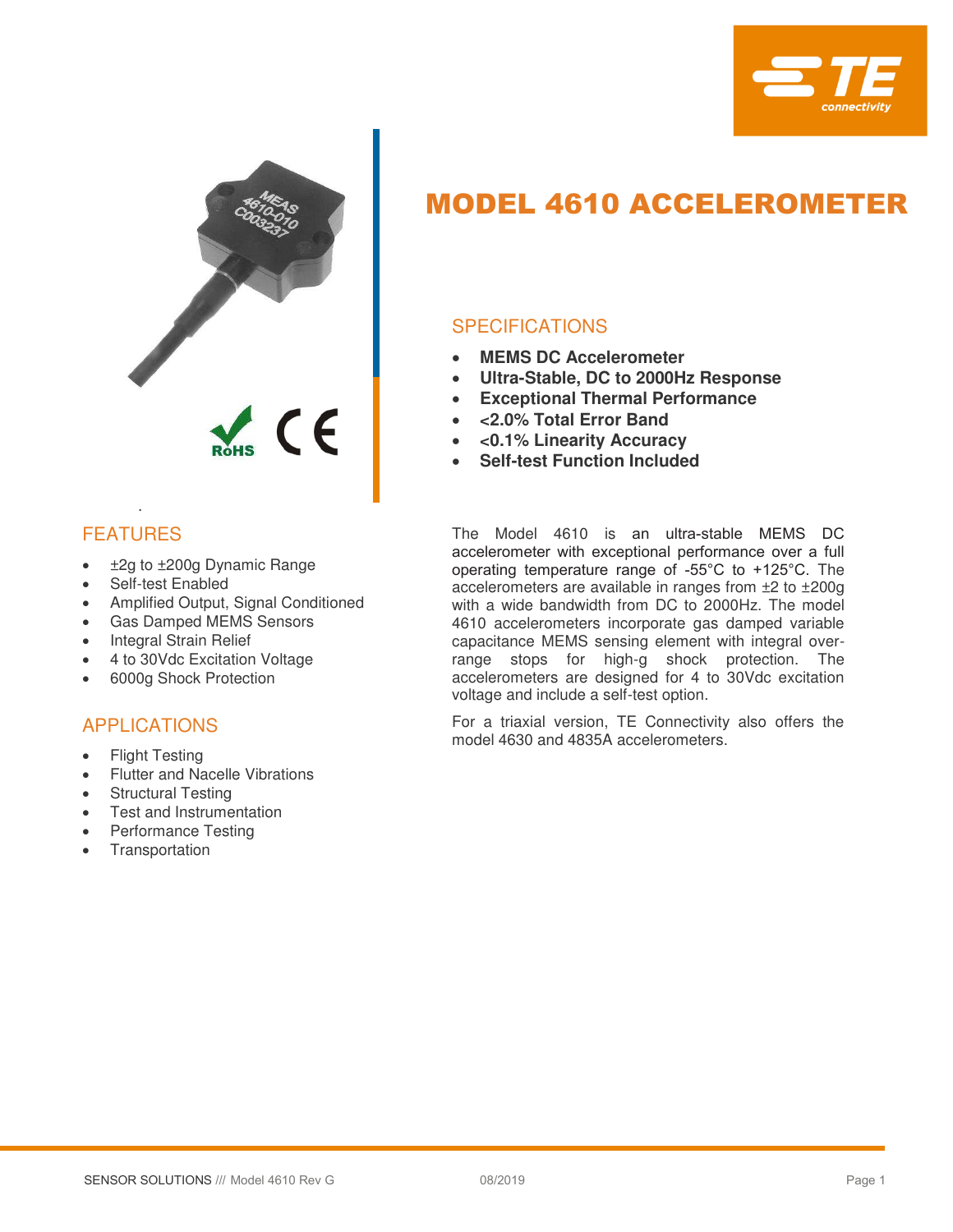# MODEL 4610 ACCELEROMETER

## SPECIFICATIONS

- **MEMS DC Accelerometer**
- **Ultra-Stable, DC to 2000Hz Response**
- **Exceptional Thermal Performance**
- **<2.0% Total Error Band**
- **<0.1% Linearity Accuracy**
- **Self-test Function Included**

The Model 4610 is an ultra-stable MEMS DC accelerometer with exceptional performance over a full operating temperature range of -55°C to +125°C. The accelerometers are available in ranges from ±2 to ±200g with a wide bandwidth from DC to 2000Hz. The model 4610 accelerometers incorporate gas damped variable capacitance MEMS sensing element with integral over-range stops for high-g shock protection. The accelerometers are designed for 4 to 30Vdc excitation voltage and include a self-test option.

For a triaxial version, TE Connectivity also offers the model 4630 and 4835A accelerometers.

## FEATURES

- ±2g to ±200g Dynamic Range
- Self-test Enabled
- Amplified Output, Signal Conditioned
- Gas Damped MEMS Sensors
- Integral Strain Relief
- 4 to 30Vdc Excitation Voltage
- 6000g Shock Protection

## APPLICATIONS

- Flight Testing
- Flutter and Nacelle Vibrations
- Structural Testing
- Test and Instrumentation
- Performance Testing
- Transportation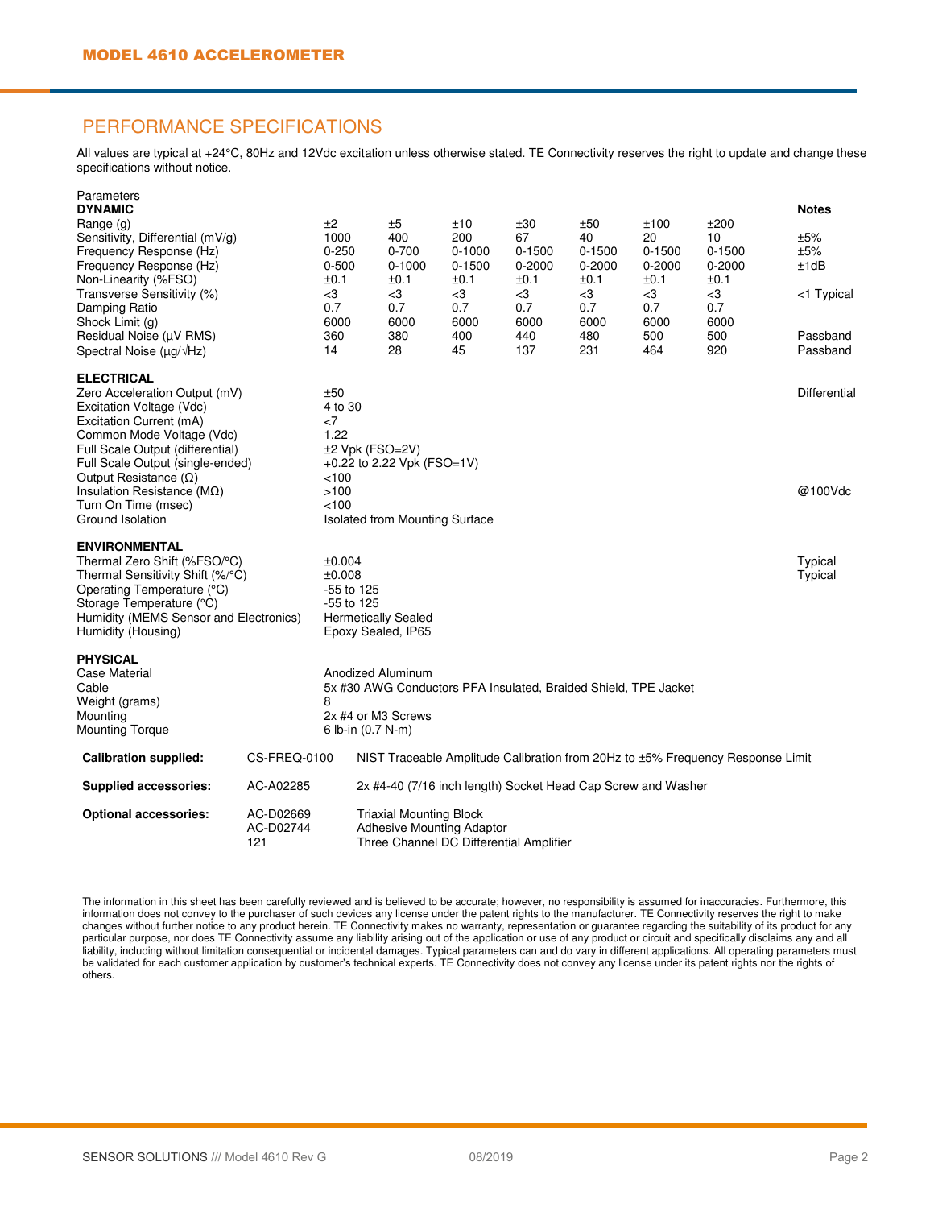## MODEL 4610 ACCELEROMETER

## PERFORMANCE SPECIFICATIONS

All values are typical at +24°C, 80Hz and 12Vdc excitation unless otherwise stated. TE Connectivity reserves the right to update and change these specifications without notice.

| Parameters | | | | | | | | Notes |
|---|---|---|---|---|---|---|---|---|
| **DYNAMIC** | | | | | | | | |
| Range (g) | ±2 | ±5 | ±10 | ±30 | ±50 | ±100 | ±200 | |
| Sensitivity, Differential (mV/g) | 1000 | 400 | 200 | 67 | 40 | 20 | 10 | ±5% |
| Frequency Response (Hz) | 0-250 | 0-700 | 0-1000 | 0-1500 | 0-1500 | 0-1500 | 0-1500 | ±5% |
| Frequency Response (Hz) | 0-500 | 0-1000 | 0-1500 | 0-2000 | 0-2000 | 0-2000 | 0-2000 | ±1dB |
| Non-Linearity (%FSO) | ±0.1 | ±0.1 | ±0.1 | ±0.1 | ±0.1 | ±0.1 | ±0.1 | |
| Transverse Sensitivity (%) | <3 | <3 | <3 | <3 | <3 | <3 | <3 | <1 Typical |
| Damping Ratio | 0.7 | 0.7 | 0.7 | 0.7 | 0.7 | 0.7 | 0.7 | |
| Shock Limit (g) | 6000 | 6000 | 6000 | 6000 | 6000 | 6000 | 6000 | |
| Residual Noise (μV RMS) | 360 | 380 | 400 | 440 | 480 | 500 | 500 | Passband |
| Spectral Noise (μg/√Hz) | 14 | 28 | 45 | 137 | 231 | 464 | 920 | Passband |

| **ELECTRICAL** | | Notes |
|---|---|---|
| Zero Acceleration Output (mV) | ±50 | Differential |
| Excitation Voltage (Vdc) | 4 to 30 | |
| Excitation Current (mA) | <7 | |
| Common Mode Voltage (Vdc) | 1.22 | |
| Full Scale Output (differential) | ±2 Vpk (FSO=2V) | |
| Full Scale Output (single-ended) | +0.22 to 2.22 Vpk (FSO=1V) | |
| Output Resistance (Ω) | <100 | |
| Insulation Resistance (MΩ) | >100 | @100Vdc |
| Turn On Time (msec) | <100 | |
| Ground Isolation | Isolated from Mounting Surface | |

| **ENVIRONMENTAL** | | Notes |
|---|---|---|
| Thermal Zero Shift (%FSO/°C) | ±0.004 | Typical |
| Thermal Sensitivity Shift (%/°C) | ±0.008 | Typical |
| Operating Temperature (°C) | -55 to 125 | |
| Storage Temperature (°C) | -55 to 125 | |
| Humidity (MEMS Sensor and Electronics) | Hermetically Sealed | |
| Humidity (Housing) | Epoxy Sealed, IP65 | |

| **PHYSICAL** | |
|---|---|
| Case Material | Anodized Aluminum |
| Cable | 5x #30 AWG Conductors PFA Insulated, Braided Shield, TPE Jacket |
| Weight (grams) | 8 |
| Mounting | 2x #4 or M3 Screws |
| Mounting Torque | 6 lb-in (0.7 N-m) |

| | | |
|---|---|---|
| **Calibration supplied:** | CS-FREQ-0100 | NIST Traceable Amplitude Calibration from 20Hz to ±5% Frequency Response Limit |
| **Supplied accessories:** | AC-A02285 | 2x #4-40 (7/16 inch length) Socket Head Cap Screw and Washer |
| **Optional accessories:** | AC-D02669 | Triaxial Mounting Block |
| | AC-D02744 | Adhesive Mounting Adaptor |
| | 121 | Three Channel DC Differential Amplifier |

The information in this sheet has been carefully reviewed and is believed to be accurate; however, no responsibility is assumed for inaccuracies. Furthermore, this information does not convey to the purchaser of such devices any license under the patent rights to the manufacturer. TE Connectivity reserves the right to make changes without further notice to any product herein. TE Connectivity makes no warranty, representation or guarantee regarding the suitability of its product for any particular purpose, nor does TE Connectivity assume any liability arising out of the application or use of any product or circuit and specifically disclaims any and all liability, including without limitation consequential or incidental damages. Typical parameters can and do vary in different applications. All operating parameters must be validated for each customer application by customer's technical experts. TE Connectivity does not convey any license under its patent rights nor the rights of others.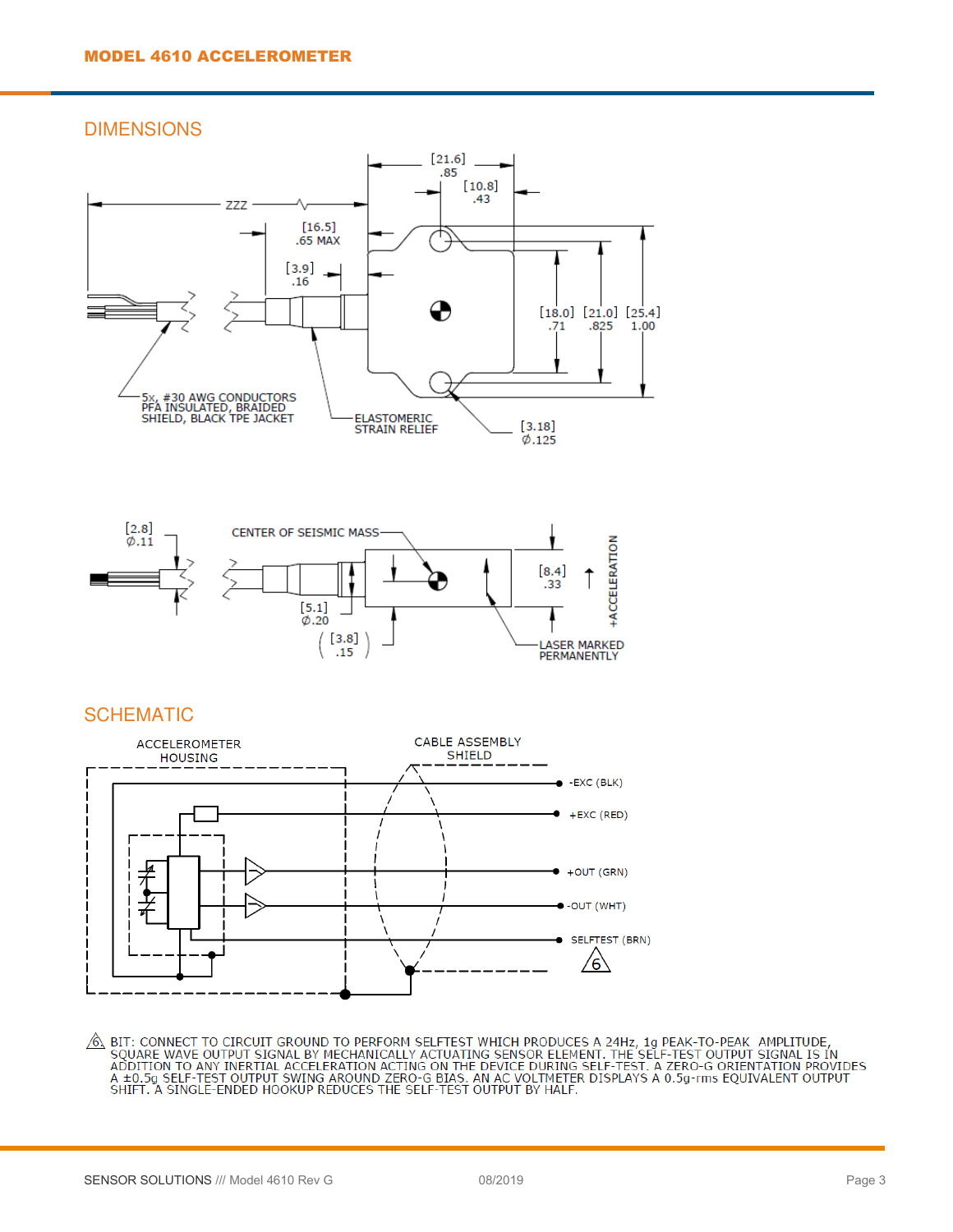## DIMENSIONS

## SCHEMATIC

⚠6 BIT: CONNECT TO CIRCUIT GROUND TO PERFORM SELFTEST WHICH PRODUCES A 24Hz, 1g PEAK-TO-PEAK AMPLITUDE, SQUARE WAVE OUTPUT SIGNAL BY MECHANICALLY ACTUATING SENSOR ELEMENT. THE SELF-TEST OUTPUT SIGNAL IS IN ADDITION TO ANY INERTIAL ACCELERATION ACTING ON THE DEVICE DURING SELF-TEST. A ZERO-G ORIENTATION PROVIDES A ±0.5g SELF-TEST OUTPUT SWING AROUND ZERO-G BIAS. AN AC VOLTMETER DISPLAYS A 0.5g-rms EQUIVALENT OUTPUT SHIFT. A SINGLE-ENDED HOOKUP REDUCES THE SELF-TEST OUTPUT BY HALF.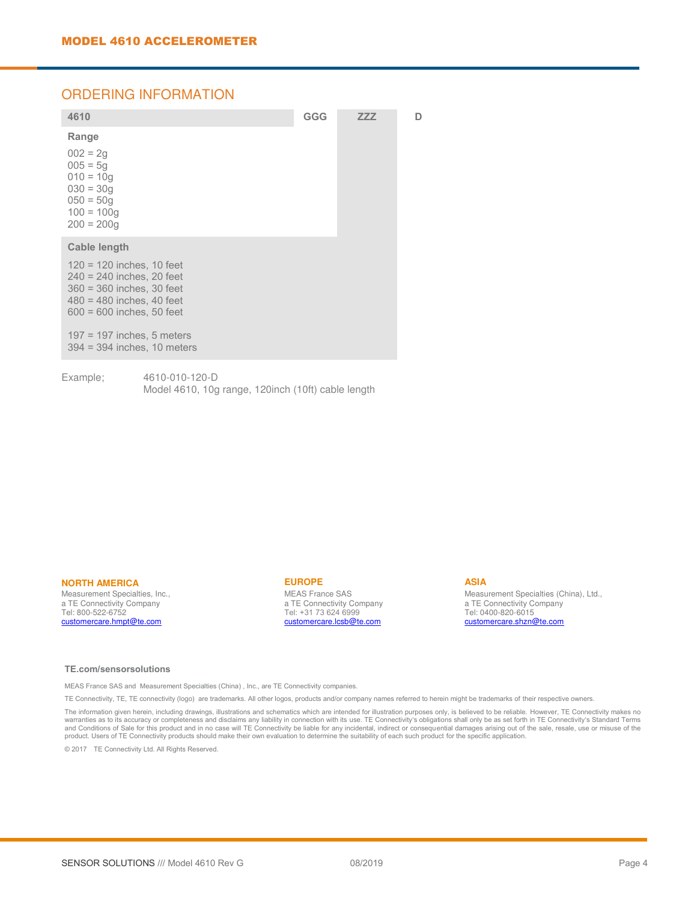## ORDERING INFORMATION

**4610** | **GGG** | **ZZZ** | **D**

**Range**

002 = 2g
005 = 5g
010 = 10g
030 = 30g
050 = 50g
100 = 100g
200 = 200g

**Cable length**

120 = 120 inches, 10 feet
240 = 240 inches, 20 feet
360 = 360 inches, 30 feet
480 = 480 inches, 40 feet
600 = 600 inches, 50 feet

197 = 197 inches, 5 meters
394 = 394 inches, 10 meters

Example; 4610-010-120-D
Model 4610, 10g range, 120inch (10ft) cable length

**NORTH AMERICA**
Measurement Specialties, Inc.,
a TE Connectivity Company
Tel: 800-522-6752
customercare.hmpt@te.com

**EUROPE**
MEAS France SAS
a TE Connectivity Company
Tel: +31 73 624 6999
customercare.lcsb@te.com

**ASIA**
Measurement Specialties (China), Ltd.,
a TE Connectivity Company
Tel: 0400-820-6015
customercare.shzn@te.com

**TE.com/sensorsolutions**

MEAS France SAS and Measurement Specialties (China) , Inc., are TE Connectivity companies.

TE Connectivity, TE, TE connectivity (logo) are trademarks. All other logos, products and/or company names referred to herein might be trademarks of their respective owners.

The information given herein, including drawings, illustrations and schematics which are intended for illustration purposes only, is believed to be reliable. However, TE Connectivity makes no warranties as to its accuracy or completeness and disclaims any liability in connection with its use. TE Connectivity's obligations shall only be as set forth in TE Connectivity's Standard Terms and Conditions of Sale for this product and in no case will TE Connectivity be liable for any incidental, indirect or consequential damages arising out of the sale, resale, use or misuse of the product. Users of TE Connectivity products should make their own evaluation to determine the suitability of each such product for the specific application.

© 2017 TE Connectivity Ltd. All Rights Reserved.